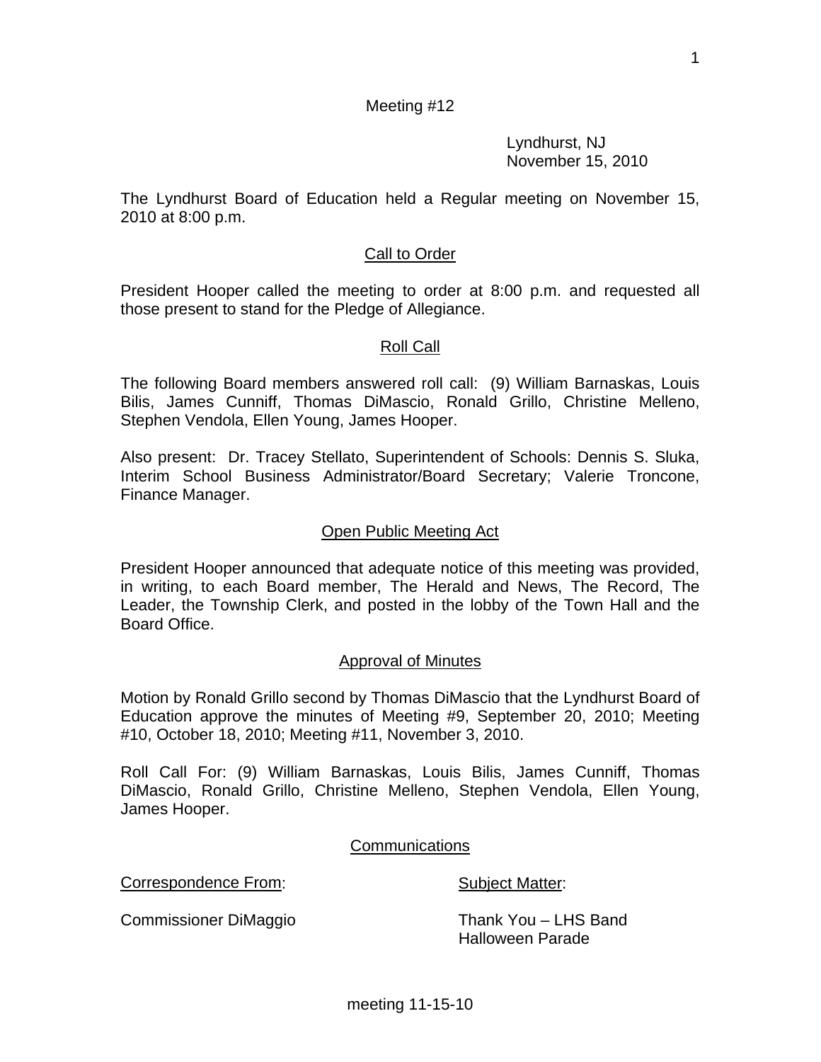Meeting #12

Lyndhurst, NJ
November 15, 2010

The Lyndhurst Board of Education held a Regular meeting on November 15, 2010 at 8:00 p.m.

## Call to Order

President Hooper called the meeting to order at 8:00 p.m. and requested all those present to stand for the Pledge of Allegiance.

## Roll Call

The following Board members answered roll call: (9) William Barnaskas, Louis Bilis, James Cunniff, Thomas DiMascio, Ronald Grillo, Christine Melleno, Stephen Vendola, Ellen Young, James Hooper.

Also present: Dr. Tracey Stellato, Superintendent of Schools: Dennis S. Sluka, Interim School Business Administrator/Board Secretary; Valerie Troncone, Finance Manager.

## Open Public Meeting Act

President Hooper announced that adequate notice of this meeting was provided, in writing, to each Board member, The Herald and News, The Record, The Leader, the Township Clerk, and posted in the lobby of the Town Hall and the Board Office.

## Approval of Minutes

Motion by Ronald Grillo second by Thomas DiMascio that the Lyndhurst Board of Education approve the minutes of Meeting #9, September 20, 2010; Meeting #10, October 18, 2010; Meeting #11, November 3, 2010.

Roll Call For: (9) William Barnaskas, Louis Bilis, James Cunniff, Thomas DiMascio, Ronald Grillo, Christine Melleno, Stephen Vendola, Ellen Young, James Hooper.

## Communications

| Correspondence From: | Subject Matter: |
| --- | --- |
| Commissioner DiMaggio | Thank You – LHS Band Halloween Parade |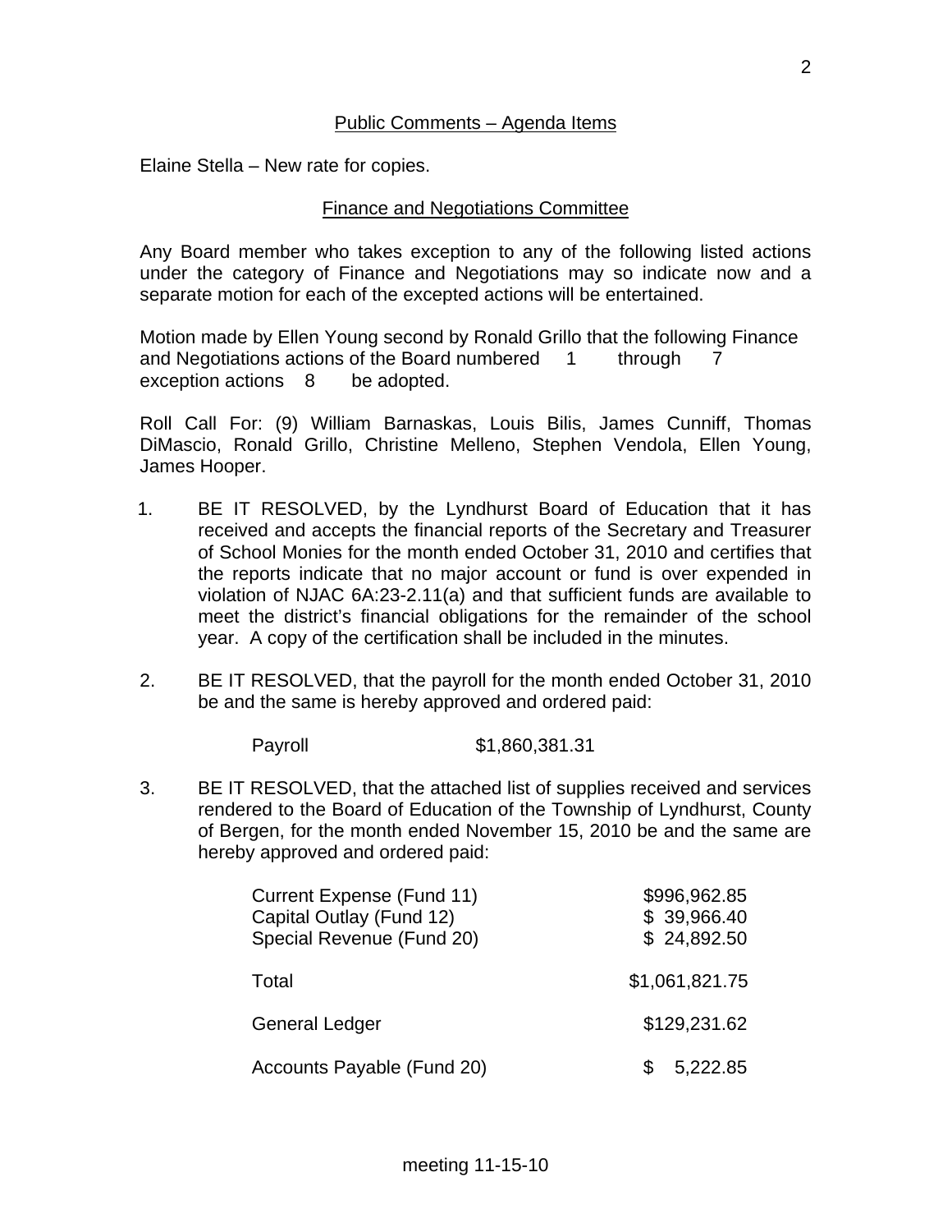## Public Comments – Agenda Items

Elaine Stella – New rate for copies.

## Finance and Negotiations Committee

Any Board member who takes exception to any of the following listed actions under the category of Finance and Negotiations may so indicate now and a separate motion for each of the excepted actions will be entertained.

Motion made by Ellen Young second by Ronald Grillo that the following Finance and Negotiations actions of the Board numbered 1 through 7 exception actions 8 be adopted.

Roll Call For: (9) William Barnaskas, Louis Bilis, James Cunniff, Thomas DiMascio, Ronald Grillo, Christine Melleno, Stephen Vendola, Ellen Young, James Hooper.

1. BE IT RESOLVED, by the Lyndhurst Board of Education that it has received and accepts the financial reports of the Secretary and Treasurer of School Monies for the month ended October 31, 2010 and certifies that the reports indicate that no major account or fund is over expended in violation of NJAC 6A:23-2.11(a) and that sufficient funds are available to meet the district's financial obligations for the remainder of the school year. A copy of the certification shall be included in the minutes.

2. BE IT RESOLVED, that the payroll for the month ended October 31, 2010 be and the same is hereby approved and ordered paid:

| | |
|---|---|
| Payroll | $1,860,381.31 |

3. BE IT RESOLVED, that the attached list of supplies received and services rendered to the Board of Education of the Township of Lyndhurst, County of Bergen, for the month ended November 15, 2010 be and the same are hereby approved and ordered paid:

| | |
|---|---|
| Current Expense (Fund 11) | $996,962.85 |
| Capital Outlay (Fund 12) | $ 39,966.40 |
| Special Revenue (Fund 20) | $ 24,892.50 |
| Total | $1,061,821.75 |
| General Ledger | $129,231.62 |
| Accounts Payable (Fund 20) | $ 5,222.85 |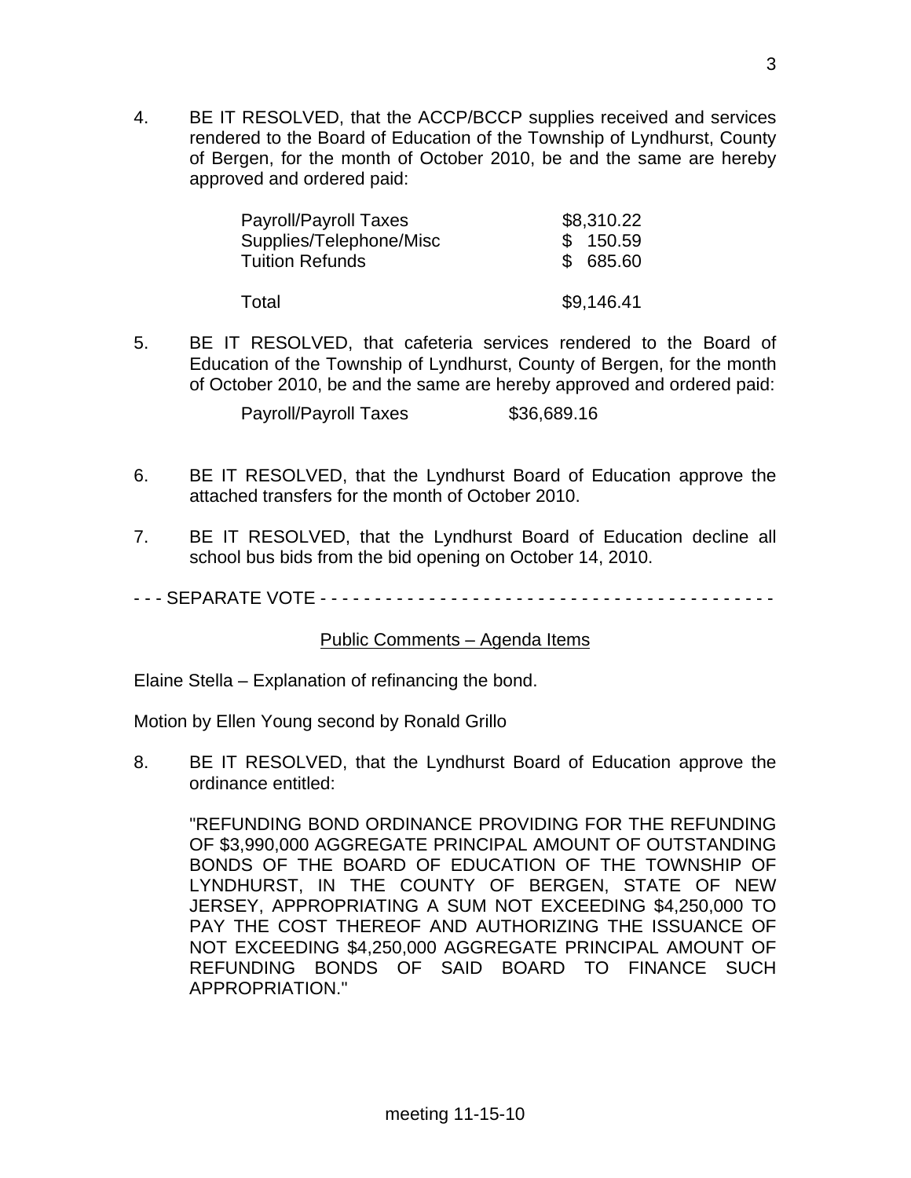4. BE IT RESOLVED, that the ACCP/BCCP supplies received and services rendered to the Board of Education of the Township of Lyndhurst, County of Bergen, for the month of October 2010, be and the same are hereby approved and ordered paid:

| | |
|---|---|
| Payroll/Payroll Taxes | $8,310.22 |
| Supplies/Telephone/Misc | $ 150.59 |
| Tuition Refunds | $ 685.60 |
| Total | $9,146.41 |

5. BE IT RESOLVED, that cafeteria services rendered to the Board of Education of the Township of Lyndhurst, County of Bergen, for the month of October 2010, be and the same are hereby approved and ordered paid:

   Payroll/Payroll Taxes $36,689.16

6. BE IT RESOLVED, that the Lyndhurst Board of Education approve the attached transfers for the month of October 2010.

7. BE IT RESOLVED, that the Lyndhurst Board of Education decline all school bus bids from the bid opening on October 14, 2010.

- - - SEPARATE VOTE - - - - - - - - - - - - - - - - - - - - - - - - - - - - - - - - - - - - - - - - - - -

Public Comments – Agenda Items

Elaine Stella – Explanation of refinancing the bond.

Motion by Ellen Young second by Ronald Grillo

8. BE IT RESOLVED, that the Lyndhurst Board of Education approve the ordinance entitled:

   "REFUNDING BOND ORDINANCE PROVIDING FOR THE REFUNDING OF $3,990,000 AGGREGATE PRINCIPAL AMOUNT OF OUTSTANDING BONDS OF THE BOARD OF EDUCATION OF THE TOWNSHIP OF LYNDHURST, IN THE COUNTY OF BERGEN, STATE OF NEW JERSEY, APPROPRIATING A SUM NOT EXCEEDING $4,250,000 TO PAY THE COST THEREOF AND AUTHORIZING THE ISSUANCE OF NOT EXCEEDING $4,250,000 AGGREGATE PRINCIPAL AMOUNT OF REFUNDING BONDS OF SAID BOARD TO FINANCE SUCH APPROPRIATION."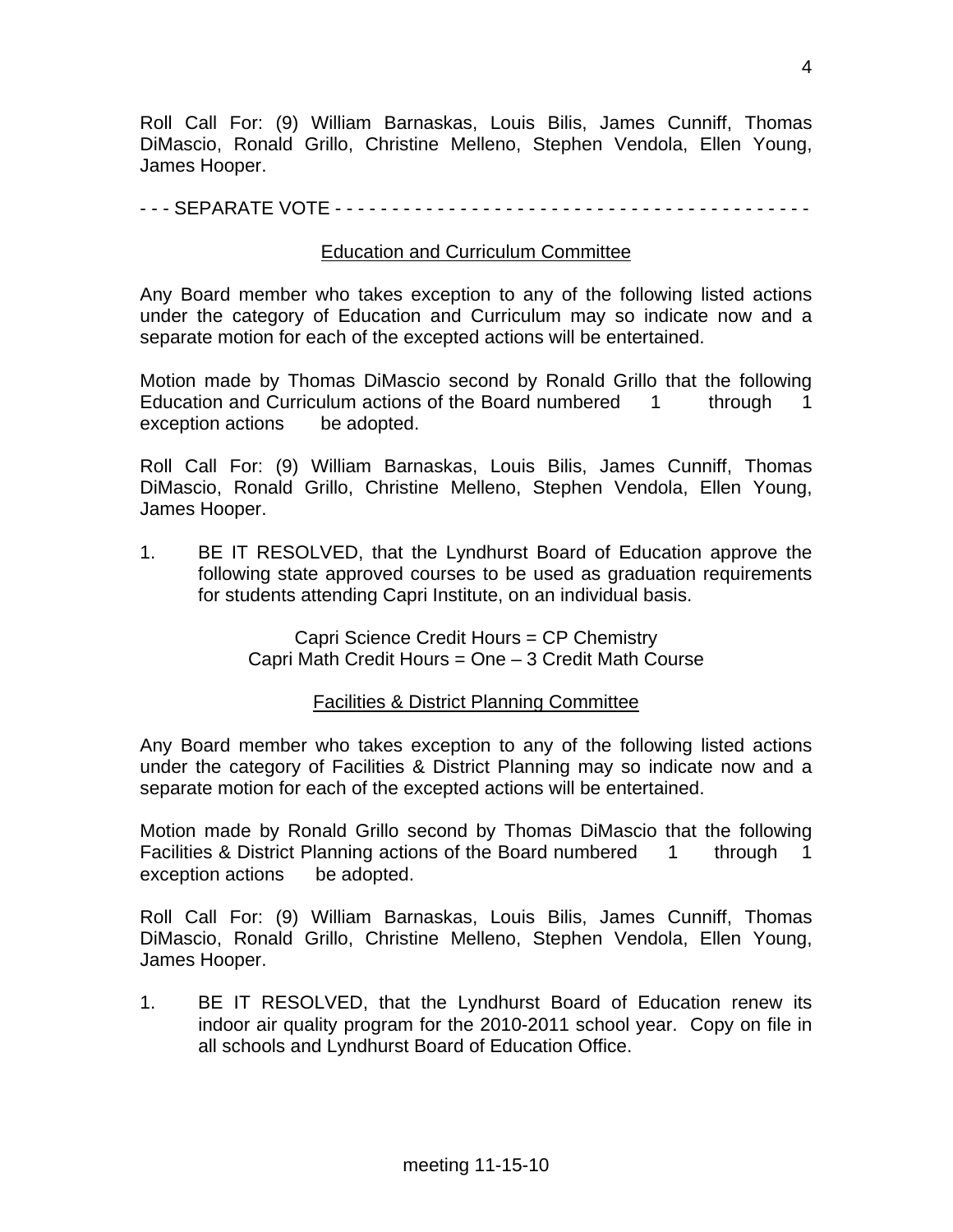Roll Call For: (9) William Barnaskas, Louis Bilis, James Cunniff, Thomas DiMascio, Ronald Grillo, Christine Melleno, Stephen Vendola, Ellen Young, James Hooper.

- - - SEPARATE VOTE - - - - - - - - - - - - - - - - - - - - - - - - - - - - - - - - - - - - - - - - - - -

<u>Education and Curriculum Committee</u>

Any Board member who takes exception to any of the following listed actions under the category of Education and Curriculum may so indicate now and a separate motion for each of the excepted actions will be entertained.

Motion made by Thomas DiMascio second by Ronald Grillo that the following Education and Curriculum actions of the Board numbered 1 through 1 exception actions be adopted.

Roll Call For: (9) William Barnaskas, Louis Bilis, James Cunniff, Thomas DiMascio, Ronald Grillo, Christine Melleno, Stephen Vendola, Ellen Young, James Hooper.

1. BE IT RESOLVED, that the Lyndhurst Board of Education approve the following state approved courses to be used as graduation requirements for students attending Capri Institute, on an individual basis.

   Capri Science Credit Hours = CP Chemistry
   Capri Math Credit Hours = One – 3 Credit Math Course

<u>Facilities & District Planning Committee</u>

Any Board member who takes exception to any of the following listed actions under the category of Facilities & District Planning may so indicate now and a separate motion for each of the excepted actions will be entertained.

Motion made by Ronald Grillo second by Thomas DiMascio that the following Facilities & District Planning actions of the Board numbered 1 through 1 exception actions be adopted.

Roll Call For: (9) William Barnaskas, Louis Bilis, James Cunniff, Thomas DiMascio, Ronald Grillo, Christine Melleno, Stephen Vendola, Ellen Young, James Hooper.

1. BE IT RESOLVED, that the Lyndhurst Board of Education renew its indoor air quality program for the 2010-2011 school year. Copy on file in all schools and Lyndhurst Board of Education Office.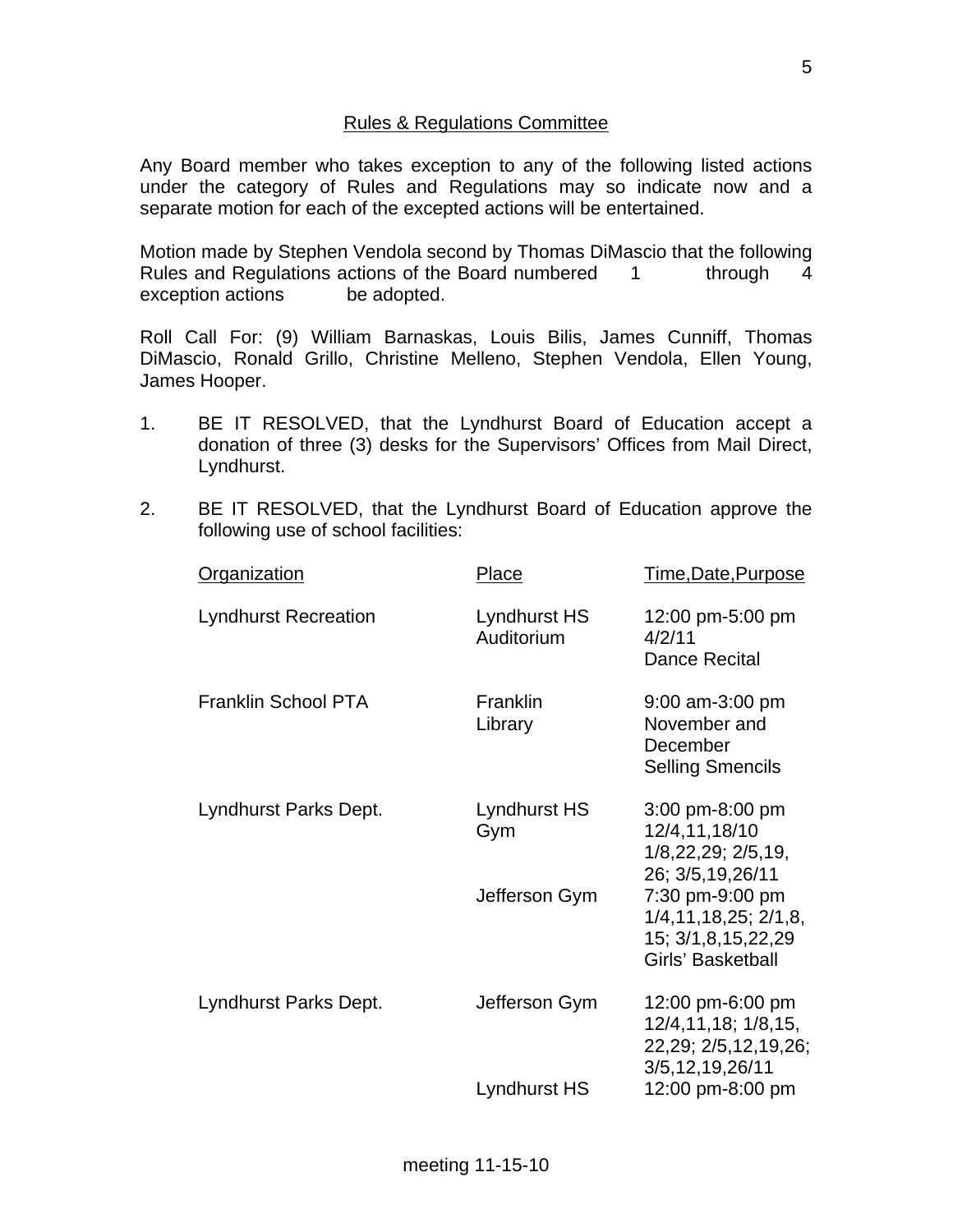## Rules & Regulations Committee

Any Board member who takes exception to any of the following listed actions under the category of Rules and Regulations may so indicate now and a separate motion for each of the excepted actions will be entertained.

Motion made by Stephen Vendola second by Thomas DiMascio that the following Rules and Regulations actions of the Board numbered 1 through 4 exception actions be adopted.

Roll Call For: (9) William Barnaskas, Louis Bilis, James Cunniff, Thomas DiMascio, Ronald Grillo, Christine Melleno, Stephen Vendola, Ellen Young, James Hooper.

1. BE IT RESOLVED, that the Lyndhurst Board of Education accept a donation of three (3) desks for the Supervisors' Offices from Mail Direct, Lyndhurst.

2. BE IT RESOLVED, that the Lyndhurst Board of Education approve the following use of school facilities:

| Organization | Place | Time,Date,Purpose |
|---|---|---|
| Lyndhurst Recreation | Lyndhurst HS Auditorium | 12:00 pm-5:00 pm 4/2/11 Dance Recital |
| Franklin School PTA | Franklin Library | 9:00 am-3:00 pm November and December Selling Smencils |
| Lyndhurst Parks Dept. | Lyndhurst HS Gym | 3:00 pm-8:00 pm 12/4,11,18/10 1/8,22,29; 2/5,19, 26; 3/5,19,26/11 |
| | Jefferson Gym | 7:30 pm-9:00 pm 1/4,11,18,25; 2/1,8, 15; 3/1,8,15,22,29 Girls' Basketball |
| Lyndhurst Parks Dept. | Jefferson Gym | 12:00 pm-6:00 pm 12/4,11,18; 1/8,15, 22,29; 2/5,12,19,26; 3/5,12,19,26/11 |
| | Lyndhurst HS | 12:00 pm-8:00 pm |

meeting 11-15-10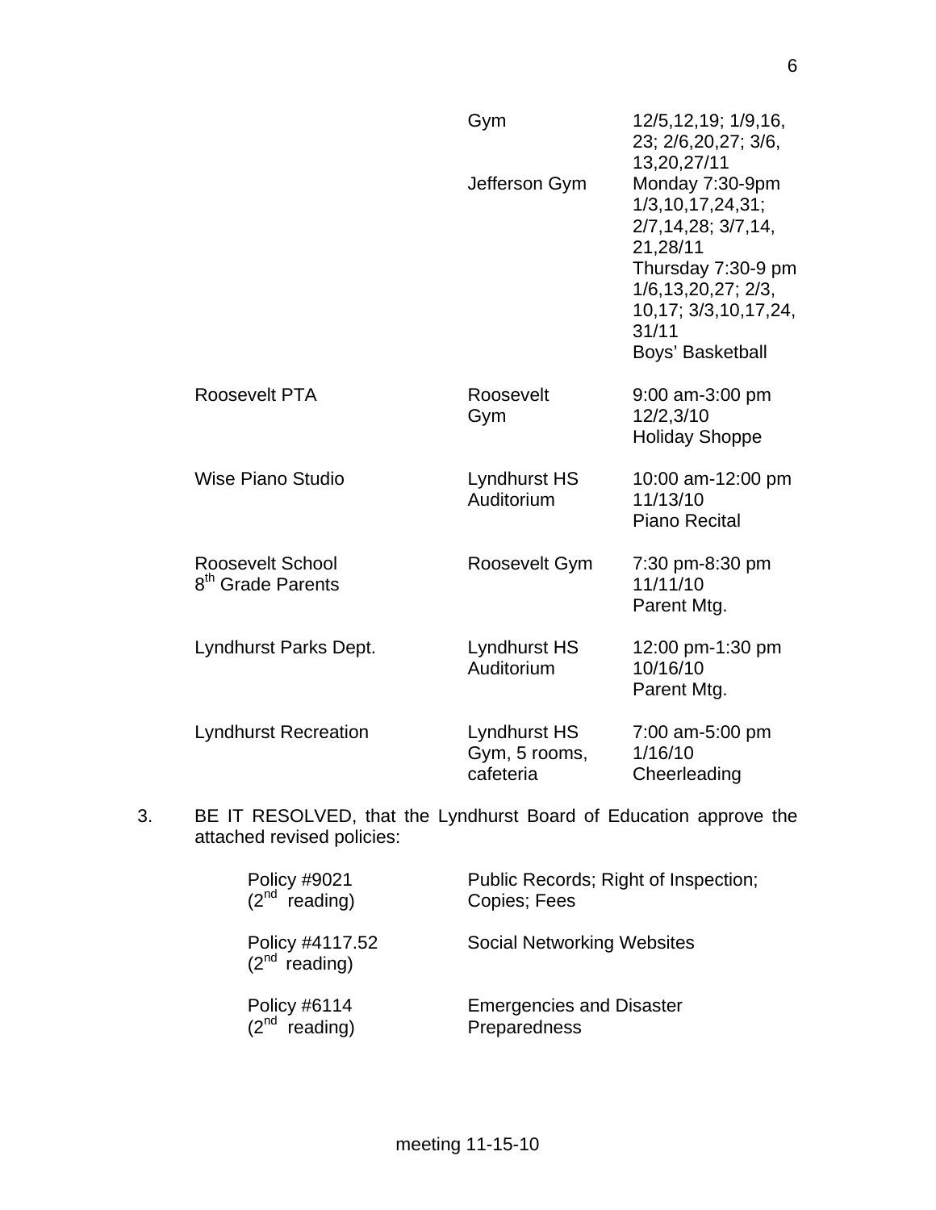| | | |
|---|---|---|
| | Gym | 12/5,12,19; 1/9,16, 23; 2/6,20,27; 3/6, 13,20,27/11 |
| | Jefferson Gym | Monday 7:30-9pm 1/3,10,17,24,31; 2/7,14,28; 3/7,14, 21,28/11 Thursday 7:30-9 pm 1/6,13,20,27; 2/3, 10,17; 3/3,10,17,24, 31/11 Boys' Basketball |
| Roosevelt PTA | Roosevelt Gym | 9:00 am-3:00 pm 12/2,3/10 Holiday Shoppe |
| Wise Piano Studio | Lyndhurst HS Auditorium | 10:00 am-12:00 pm 11/13/10 Piano Recital |
| Roosevelt School 8th Grade Parents | Roosevelt Gym | 7:30 pm-8:30 pm 11/11/10 Parent Mtg. |
| Lyndhurst Parks Dept. | Lyndhurst HS Auditorium | 12:00 pm-1:30 pm 10/16/10 Parent Mtg. |
| Lyndhurst Recreation | Lyndhurst HS Gym, 5 rooms, cafeteria | 7:00 am-5:00 pm 1/16/10 Cheerleading |

3. BE IT RESOLVED, that the Lyndhurst Board of Education approve the attached revised policies:

| | |
|---|---|
| Policy #9021 (2nd reading) | Public Records; Right of Inspection; Copies; Fees |
| Policy #4117.52 (2nd reading) | Social Networking Websites |
| Policy #6114 (2nd reading) | Emergencies and Disaster Preparedness |

meeting 11-15-10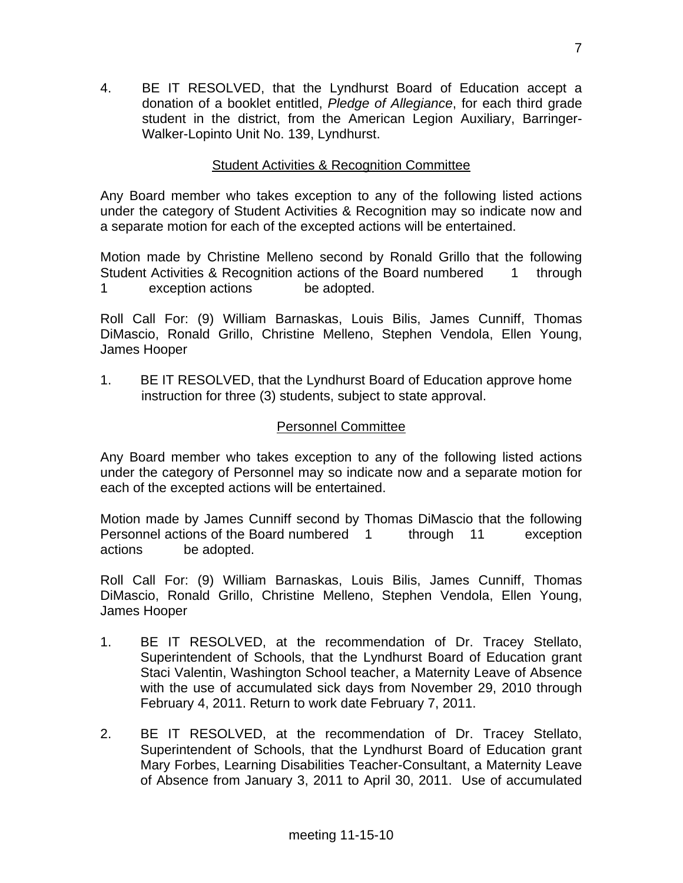4. BE IT RESOLVED, that the Lyndhurst Board of Education accept a donation of a booklet entitled, *Pledge of Allegiance*, for each third grade student in the district, from the American Legion Auxiliary, Barringer-Walker-Lopinto Unit No. 139, Lyndhurst.

## Student Activities & Recognition Committee

Any Board member who takes exception to any of the following listed actions under the category of Student Activities & Recognition may so indicate now and a separate motion for each of the excepted actions will be entertained.

Motion made by Christine Melleno second by Ronald Grillo that the following Student Activities & Recognition actions of the Board numbered 1 through 1 exception actions be adopted.

Roll Call For: (9) William Barnaskas, Louis Bilis, James Cunniff, Thomas DiMascio, Ronald Grillo, Christine Melleno, Stephen Vendola, Ellen Young, James Hooper

1. BE IT RESOLVED, that the Lyndhurst Board of Education approve home instruction for three (3) students, subject to state approval.

## Personnel Committee

Any Board member who takes exception to any of the following listed actions under the category of Personnel may so indicate now and a separate motion for each of the excepted actions will be entertained.

Motion made by James Cunniff second by Thomas DiMascio that the following Personnel actions of the Board numbered 1 through 11 exception actions be adopted.

Roll Call For: (9) William Barnaskas, Louis Bilis, James Cunniff, Thomas DiMascio, Ronald Grillo, Christine Melleno, Stephen Vendola, Ellen Young, James Hooper

1. BE IT RESOLVED, at the recommendation of Dr. Tracey Stellato, Superintendent of Schools, that the Lyndhurst Board of Education grant Staci Valentin, Washington School teacher, a Maternity Leave of Absence with the use of accumulated sick days from November 29, 2010 through February 4, 2011. Return to work date February 7, 2011.

2. BE IT RESOLVED, at the recommendation of Dr. Tracey Stellato, Superintendent of Schools, that the Lyndhurst Board of Education grant Mary Forbes, Learning Disabilities Teacher-Consultant, a Maternity Leave of Absence from January 3, 2011 to April 30, 2011. Use of accumulated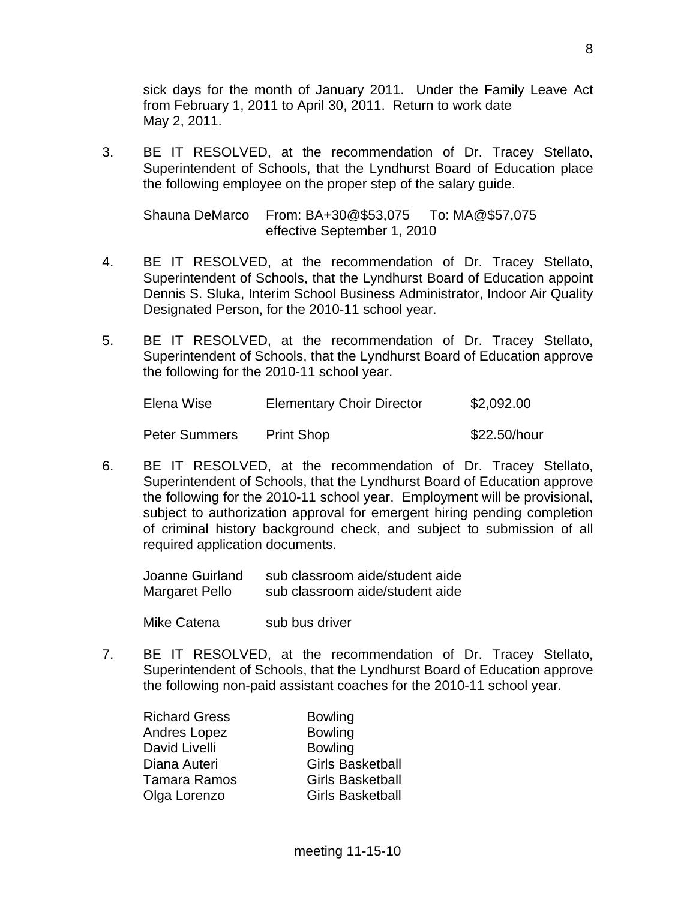sick days for the month of January 2011. Under the Family Leave Act from February 1, 2011 to April 30, 2011. Return to work date May 2, 2011.

3. BE IT RESOLVED, at the recommendation of Dr. Tracey Stellato, Superintendent of Schools, that the Lyndhurst Board of Education place the following employee on the proper step of the salary guide.

   Shauna DeMarco From: BA+30@$53,075 To: MA@$57,075
   effective September 1, 2010

4. BE IT RESOLVED, at the recommendation of Dr. Tracey Stellato, Superintendent of Schools, that the Lyndhurst Board of Education appoint Dennis S. Sluka, Interim School Business Administrator, Indoor Air Quality Designated Person, for the 2010-11 school year.

5. BE IT RESOLVED, at the recommendation of Dr. Tracey Stellato, Superintendent of Schools, that the Lyndhurst Board of Education approve the following for the 2010-11 school year.

   | | | |
   |---|---|---|
   | Elena Wise | Elementary Choir Director | $2,092.00 |
   | Peter Summers | Print Shop | $22.50/hour |

6. BE IT RESOLVED, at the recommendation of Dr. Tracey Stellato, Superintendent of Schools, that the Lyndhurst Board of Education approve the following for the 2010-11 school year. Employment will be provisional, subject to authorization approval for emergent hiring pending completion of criminal history background check, and subject to submission of all required application documents.

   | | |
   |---|---|
   | Joanne Guirland | sub classroom aide/student aide |
   | Margaret Pello | sub classroom aide/student aide |
   | Mike Catena | sub bus driver |

7. BE IT RESOLVED, at the recommendation of Dr. Tracey Stellato, Superintendent of Schools, that the Lyndhurst Board of Education approve the following non-paid assistant coaches for the 2010-11 school year.

   | | |
   |---|---|
   | Richard Gress | Bowling |
   | Andres Lopez | Bowling |
   | David Livelli | Bowling |
   | Diana Auteri | Girls Basketball |
   | Tamara Ramos | Girls Basketball |
   | Olga Lorenzo | Girls Basketball |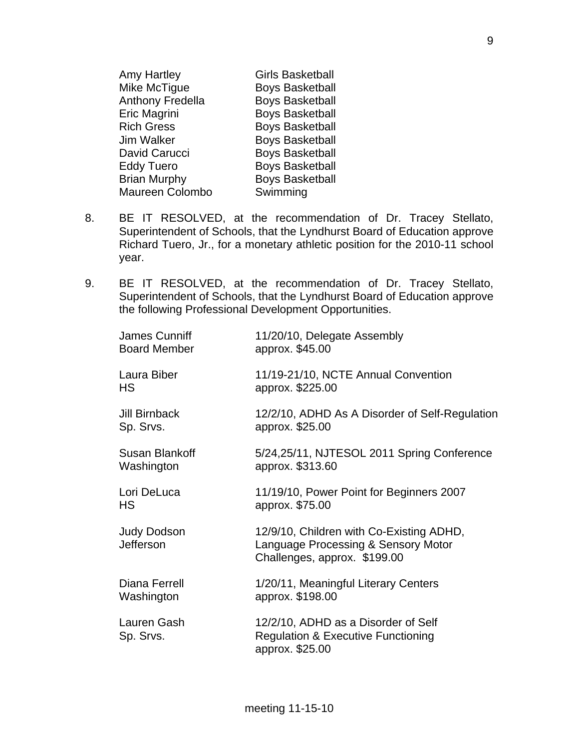| | |
|---|---|
| Amy Hartley | Girls Basketball |
| Mike McTigue | Boys Basketball |
| Anthony Fredella | Boys Basketball |
| Eric Magrini | Boys Basketball |
| Rich Gress | Boys Basketball |
| Jim Walker | Boys Basketball |
| David Carucci | Boys Basketball |
| Eddy Tuero | Boys Basketball |
| Brian Murphy | Boys Basketball |
| Maureen Colombo | Swimming |

8. BE IT RESOLVED, at the recommendation of Dr. Tracey Stellato, Superintendent of Schools, that the Lyndhurst Board of Education approve Richard Tuero, Jr., for a monetary athletic position for the 2010-11 school year.

9. BE IT RESOLVED, at the recommendation of Dr. Tracey Stellato, Superintendent of Schools, that the Lyndhurst Board of Education approve the following Professional Development Opportunities.

| | |
|---|---|
| James Cunniff<br>Board Member | 11/20/10, Delegate Assembly<br>approx. $45.00 |
| Laura Biber<br>HS | 11/19-21/10, NCTE Annual Convention<br>approx. $225.00 |
| Jill Birnback<br>Sp. Srvs. | 12/2/10, ADHD As A Disorder of Self-Regulation<br>approx. $25.00 |
| Susan Blankoff<br>Washington | 5/24,25/11, NJTESOL 2011 Spring Conference<br>approx. $313.60 |
| Lori DeLuca<br>HS | 11/19/10, Power Point for Beginners 2007<br>approx. $75.00 |
| Judy Dodson<br>Jefferson | 12/9/10, Children with Co-Existing ADHD, Language Processing & Sensory Motor Challenges, approx. $199.00 |
| Diana Ferrell<br>Washington | 1/20/11, Meaningful Literary Centers<br>approx. $198.00 |
| Lauren Gash<br>Sp. Srvs. | 12/2/10, ADHD as a Disorder of Self Regulation & Executive Functioning<br>approx. $25.00 |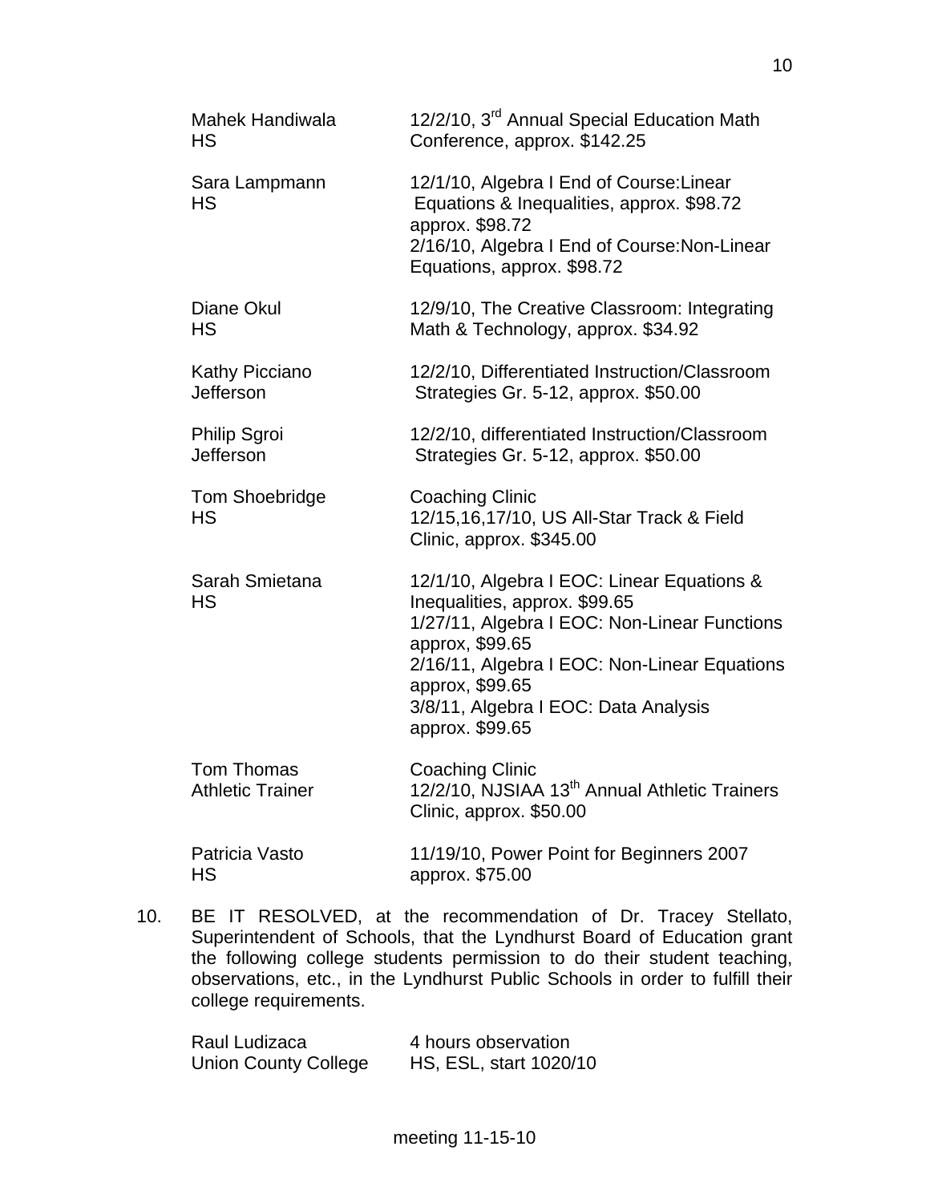| | |
|---|---|
| Mahek Handiwala<br>HS | 12/2/10, 3rd Annual Special Education Math Conference, approx. $142.25 |
| Sara Lampmann<br>HS | 12/1/10, Algebra I End of Course:Linear Equations & Inequalities, approx. $98.72<br>approx. $98.72<br>2/16/10, Algebra I End of Course:Non-Linear Equations, approx. $98.72 |
| Diane Okul<br>HS | 12/9/10, The Creative Classroom: Integrating Math & Technology, approx. $34.92 |
| Kathy Picciano<br>Jefferson | 12/2/10, Differentiated Instruction/Classroom Strategies Gr. 5-12, approx. $50.00 |
| Philip Sgroi<br>Jefferson | 12/2/10, differentiated Instruction/Classroom Strategies Gr. 5-12, approx. $50.00 |
| Tom Shoebridge<br>HS | Coaching Clinic<br>12/15,16,17/10, US All-Star Track & Field Clinic, approx. $345.00 |
| Sarah Smietana<br>HS | 12/1/10, Algebra I EOC: Linear Equations & Inequalities, approx. $99.65<br>1/27/11, Algebra I EOC: Non-Linear Functions approx, $99.65<br>2/16/11, Algebra I EOC: Non-Linear Equations approx, $99.65<br>3/8/11, Algebra I EOC: Data Analysis approx. $99.65 |
| Tom Thomas<br>Athletic Trainer | Coaching Clinic<br>12/2/10, NJSIAA 13th Annual Athletic Trainers Clinic, approx. $50.00 |
| Patricia Vasto<br>HS | 11/19/10, Power Point for Beginners 2007 approx. $75.00 |

10. BE IT RESOLVED, at the recommendation of Dr. Tracey Stellato, Superintendent of Schools, that the Lyndhurst Board of Education grant the following college students permission to do their student teaching, observations, etc., in the Lyndhurst Public Schools in order to fulfill their college requirements.

| | |
|---|---|
| Raul Ludizaca<br>Union County College | 4 hours observation<br>HS, ESL, start 1020/10 |

meeting 11-15-10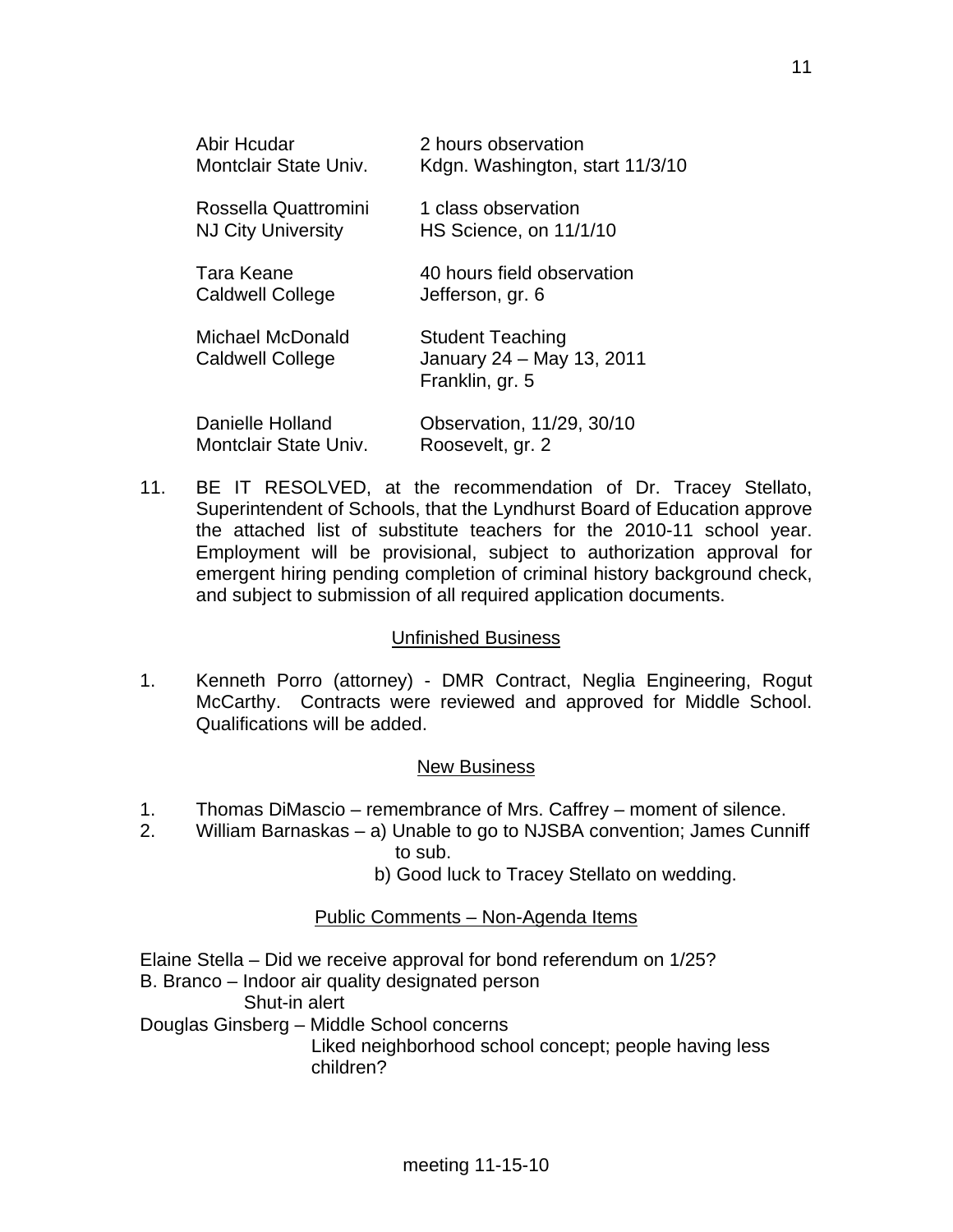| | |
|---|---|
| Abir Hcudar<br>Montclair State Univ. | 2 hours observation<br>Kdgn. Washington, start 11/3/10 |
| Rossella Quattromini<br>NJ City University | 1 class observation<br>HS Science, on 11/1/10 |
| Tara Keane<br>Caldwell College | 40 hours field observation<br>Jefferson, gr. 6 |
| Michael McDonald<br>Caldwell College | Student Teaching<br>January 24 – May 13, 2011<br>Franklin, gr. 5 |
| Danielle Holland<br>Montclair State Univ. | Observation, 11/29, 30/10<br>Roosevelt, gr. 2 |

11. BE IT RESOLVED, at the recommendation of Dr. Tracey Stellato, Superintendent of Schools, that the Lyndhurst Board of Education approve the attached list of substitute teachers for the 2010-11 school year. Employment will be provisional, subject to authorization approval for emergent hiring pending completion of criminal history background check, and subject to submission of all required application documents.

## Unfinished Business

1. Kenneth Porro (attorney) - DMR Contract, Neglia Engineering, Rogut McCarthy. Contracts were reviewed and approved for Middle School. Qualifications will be added.

## New Business

1. Thomas DiMascio – remembrance of Mrs. Caffrey – moment of silence.
2. William Barnaskas – a) Unable to go to NJSBA convention; James Cunniff to sub.
   b) Good luck to Tracey Stellato on wedding.

## Public Comments – Non-Agenda Items

Elaine Stella – Did we receive approval for bond referendum on 1/25?

B. Branco – Indoor air quality designated person
Shut-in alert

Douglas Ginsberg – Middle School concerns
Liked neighborhood school concept; people having less children?

meeting 11-15-10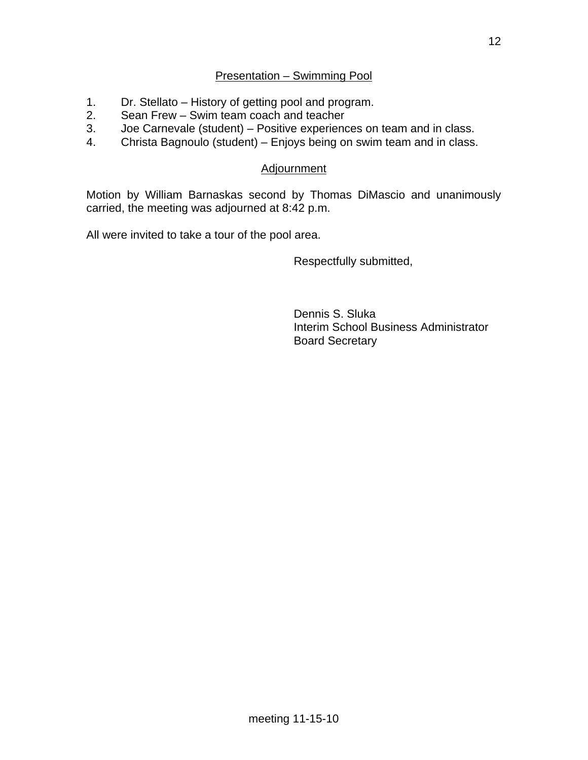## Presentation – Swimming Pool

1. Dr. Stellato – History of getting pool and program.
2. Sean Frew – Swim team coach and teacher
3. Joe Carnevale (student) – Positive experiences on team and in class.
4. Christa Bagnoulo (student) – Enjoys being on swim team and in class.

## Adjournment

Motion by William Barnaskas second by Thomas DiMascio and unanimously carried, the meeting was adjourned at 8:42 p.m.

All were invited to take a tour of the pool area.

Respectfully submitted,

Dennis S. Sluka
Interim School Business Administrator
Board Secretary

meeting 11-15-10